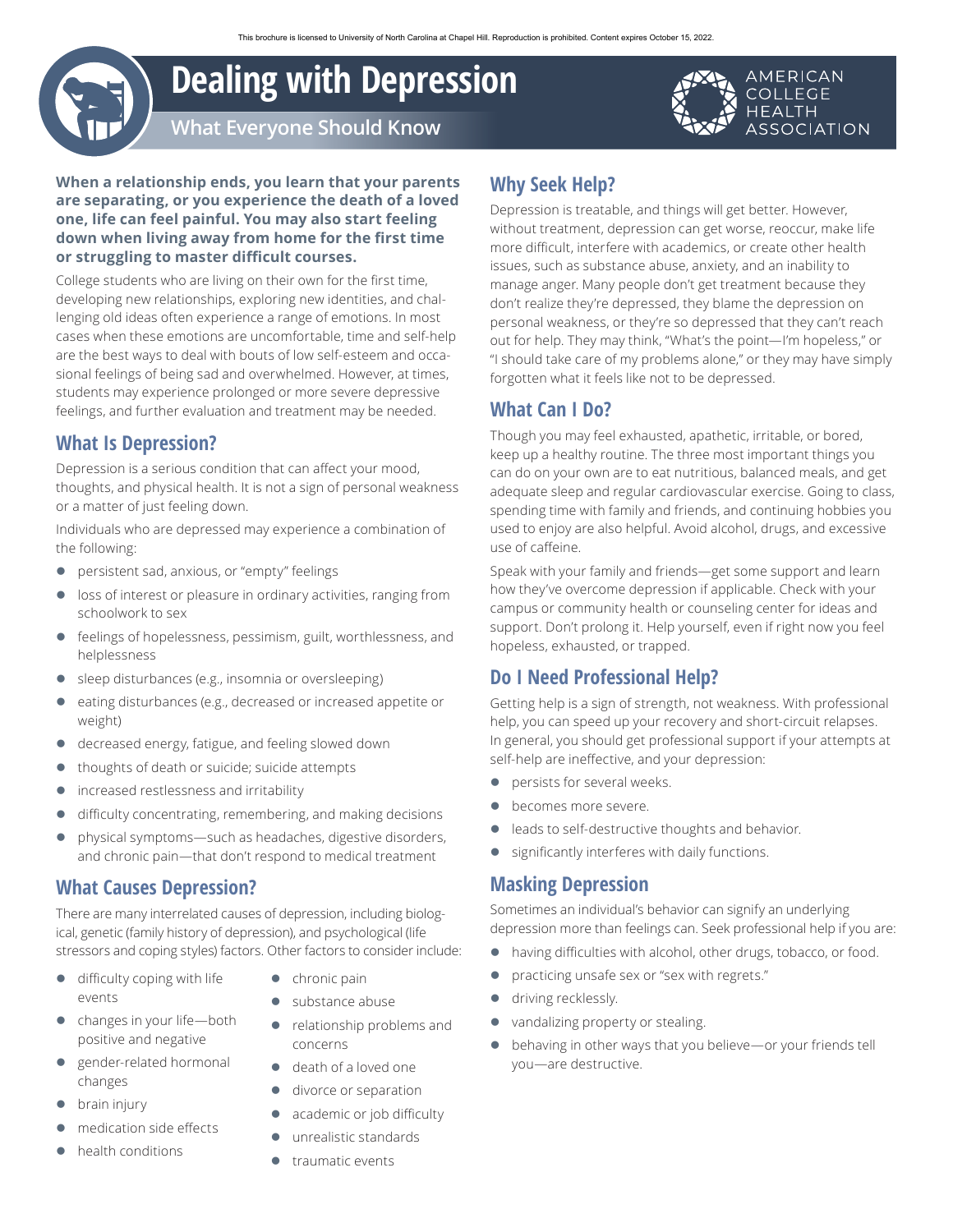# Dealing with Depression

## What Everyone Should Know

AMERICAN COLLEGE HEALTH ASSOCIATION

**When a relationship ends, you learn that your parents are separating, or you experience the death of a loved one, life can feel painful. You may also start feeling down when living away from home for the first time or struggling to master difficult courses.**

College students who are living on their own for the first time, developing new relationships, exploring new identities, and challenging old ideas often experience a range of emotions. In most cases when these emotions are uncomfortable, time and self-help are the best ways to deal with bouts of low self-esteem and occasional feelings of being sad and overwhelmed. However, at times, students may experience prolonged or more severe depressive feelings, and further evaluation and treatment may be needed.

## What Is Depression?

Depression is a serious condition that can affect your mood, thoughts, and physical health. It is not a sign of personal weakness or a matter of just feeling down.

Individuals who are depressed may experience a combination of the following:

- persistent sad, anxious, or "empty" feelings
- loss of interest or pleasure in ordinary activities, ranging from schoolwork to sex
- feelings of hopelessness, pessimism, guilt, worthlessness, and helplessness
- sleep disturbances (e.g., insomnia or oversleeping)
- eating disturbances (e.g., decreased or increased appetite or weight)
- decreased energy, fatigue, and feeling slowed down
- thoughts of death or suicide; suicide attempts
- increased restlessness and irritability
- difficulty concentrating, remembering, and making decisions
- physical symptoms—such as headaches, digestive disorders, and chronic pain—that don't respond to medical treatment

## What Causes Depression?

There are many interrelated causes of depression, including biological, genetic (family history of depression), and psychological (life stressors and coping styles) factors. Other factors to consider include:

- difficulty coping with life events
- changes in your life—both positive and negative
- gender-related hormonal changes
- brain injury
- medication side effects
- health conditions
- chronic pain
- substance abuse
- relationship problems and concerns
- death of a loved one
- divorce or separation
- academic or job difficulty
- unrealistic standards
- traumatic events

## Why Seek Help?

Depression is treatable, and things will get better. However, without treatment, depression can get worse, reoccur, make life more difficult, interfere with academics, or create other health issues, such as substance abuse, anxiety, and an inability to manage anger. Many people don't get treatment because they don't realize they're depressed, they blame the depression on personal weakness, or they're so depressed that they can't reach out for help. They may think, "What's the point—I'm hopeless," or "I should take care of my problems alone," or they may have simply forgotten what it feels like not to be depressed.

## What Can I Do?

Though you may feel exhausted, apathetic, irritable, or bored, keep up a healthy routine. The three most important things you can do on your own are to eat nutritious, balanced meals, and get adequate sleep and regular cardiovascular exercise. Going to class, spending time with family and friends, and continuing hobbies you used to enjoy are also helpful. Avoid alcohol, drugs, and excessive use of caffeine.

Speak with your family and friends—get some support and learn how they've overcome depression if applicable. Check with your campus or community health or counseling center for ideas and support. Don't prolong it. Help yourself, even if right now you feel hopeless, exhausted, or trapped.

## Do I Need Professional Help?

Getting help is a sign of strength, not weakness. With professional help, you can speed up your recovery and short-circuit relapses. In general, you should get professional support if your attempts at self-help are ineffective, and your depression:

- persists for several weeks.
- becomes more severe.
- leads to self-destructive thoughts and behavior.
- significantly interferes with daily functions.

## Masking Depression

Sometimes an individual's behavior can signify an underlying depression more than feelings can. Seek professional help if you are:

- having difficulties with alcohol, other drugs, tobacco, or food.
- practicing unsafe sex or "sex with regrets."
- driving recklessly.
- vandalizing property or stealing.
- behaving in other ways that you believe—or your friends tell you—are destructive.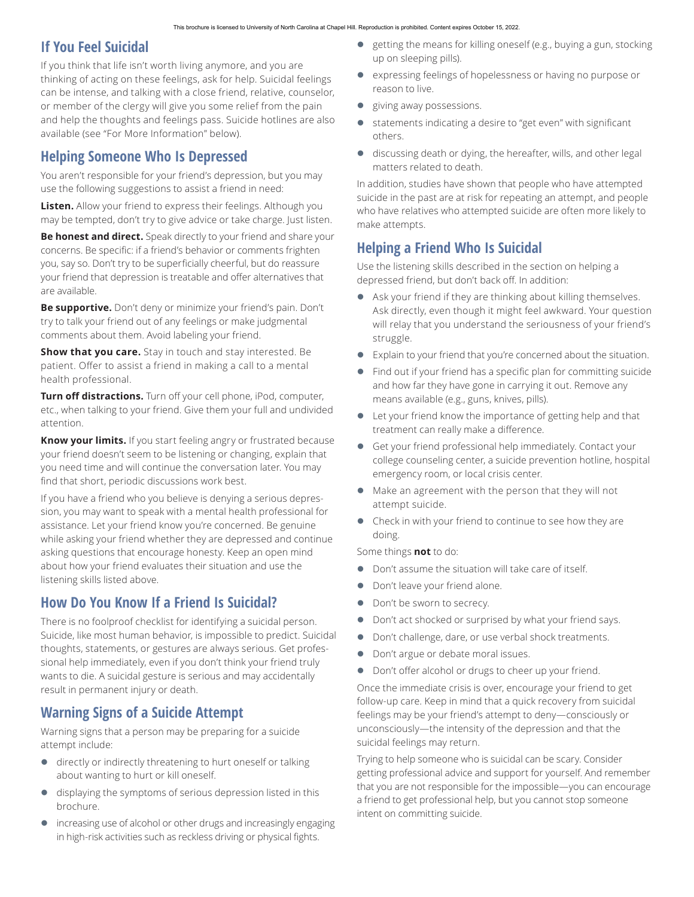## If You Feel Suicidal

If you think that life isn't worth living anymore, and you are thinking of acting on these feelings, ask for help. Suicidal feelings can be intense, and talking with a close friend, relative, counselor, or member of the clergy will give you some relief from the pain and help the thoughts and feelings pass. Suicide hotlines are also available (see "For More Information" below).

## Helping Someone Who Is Depressed

You aren't responsible for your friend's depression, but you may use the following suggestions to assist a friend in need:

**Listen.** Allow your friend to express their feelings. Although you may be tempted, don't try to give advice or take charge. Just listen.

**Be honest and direct.** Speak directly to your friend and share your concerns. Be specific: if a friend's behavior or comments frighten you, say so. Don't try to be superficially cheerful, but do reassure your friend that depression is treatable and offer alternatives that are available.

**Be supportive.** Don't deny or minimize your friend's pain. Don't try to talk your friend out of any feelings or make judgmental comments about them. Avoid labeling your friend.

**Show that you care.** Stay in touch and stay interested. Be patient. Offer to assist a friend in making a call to a mental health professional.

**Turn off distractions.** Turn off your cell phone, iPod, computer, etc., when talking to your friend. Give them your full and undivided attention.

**Know your limits.** If you start feeling angry or frustrated because your friend doesn't seem to be listening or changing, explain that you need time and will continue the conversation later. You may find that short, periodic discussions work best.

If you have a friend who you believe is denying a serious depression, you may want to speak with a mental health professional for assistance. Let your friend know you're concerned. Be genuine while asking your friend whether they are depressed and continue asking questions that encourage honesty. Keep an open mind about how your friend evaluates their situation and use the listening skills listed above.

## How Do You Know If a Friend Is Suicidal?

There is no foolproof checklist for identifying a suicidal person. Suicide, like most human behavior, is impossible to predict. Suicidal thoughts, statements, or gestures are always serious. Get professional help immediately, even if you don't think your friend truly wants to die. A suicidal gesture is serious and may accidentally result in permanent injury or death.

## Warning Signs of a Suicide Attempt

Warning signs that a person may be preparing for a suicide attempt include:

- directly or indirectly threatening to hurt oneself or talking about wanting to hurt or kill oneself.
- displaying the symptoms of serious depression listed in this brochure.
- increasing use of alcohol or other drugs and increasingly engaging in high-risk activities such as reckless driving or physical fights.
- getting the means for killing oneself (e.g., buying a gun, stocking up on sleeping pills).
- expressing feelings of hopelessness or having no purpose or reason to live.
- giving away possessions.
- statements indicating a desire to "get even" with significant others.
- discussing death or dying, the hereafter, wills, and other legal matters related to death.

In addition, studies have shown that people who have attempted suicide in the past are at risk for repeating an attempt, and people who have relatives who attempted suicide are often more likely to make attempts.

## Helping a Friend Who Is Suicidal

Use the listening skills described in the section on helping a depressed friend, but don't back off. In addition:

- Ask your friend if they are thinking about killing themselves. Ask directly, even though it might feel awkward. Your question will relay that you understand the seriousness of your friend's struggle.
- Explain to your friend that you're concerned about the situation.
- Find out if your friend has a specific plan for committing suicide and how far they have gone in carrying it out. Remove any means available (e.g., guns, knives, pills).
- Let your friend know the importance of getting help and that treatment can really make a difference.
- Get your friend professional help immediately. Contact your college counseling center, a suicide prevention hotline, hospital emergency room, or local crisis center.
- Make an agreement with the person that they will not attempt suicide.
- Check in with your friend to continue to see how they are doing.

Some things **not** to do:

- Don't assume the situation will take care of itself.
- Don't leave your friend alone.
- Don't be sworn to secrecy.
- Don't act shocked or surprised by what your friend says.
- Don't challenge, dare, or use verbal shock treatments.
- Don't argue or debate moral issues.
- Don't offer alcohol or drugs to cheer up your friend.

Once the immediate crisis is over, encourage your friend to get follow-up care. Keep in mind that a quick recovery from suicidal feelings may be your friend's attempt to deny—consciously or unconsciously—the intensity of the depression and that the suicidal feelings may return.

Trying to help someone who is suicidal can be scary. Consider getting professional advice and support for yourself. And remember that you are not responsible for the impossible—you can encourage a friend to get professional help, but you cannot stop someone intent on committing suicide.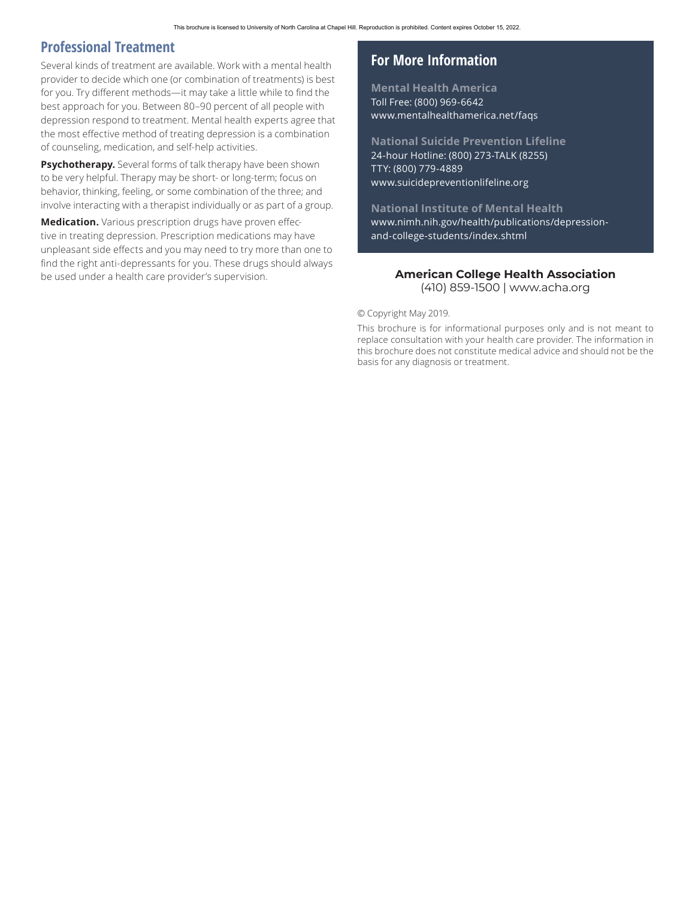## Professional Treatment

Several kinds of treatment are available. Work with a mental health provider to decide which one (or combination of treatments) is best for you. Try different methods—it may take a little while to find the best approach for you. Between 80–90 percent of all people with depression respond to treatment. Mental health experts agree that the most effective method of treating depression is a combination of counseling, medication, and self-help activities.

**Psychotherapy.** Several forms of talk therapy have been shown to be very helpful. Therapy may be short- or long-term; focus on behavior, thinking, feeling, or some combination of the three; and involve interacting with a therapist individually or as part of a group.

**Medication.** Various prescription drugs have proven effective in treating depression. Prescription medications may have unpleasant side effects and you may need to try more than one to find the right anti-depressants for you. These drugs should always be used under a health care provider's supervision.

## For More Information

**Mental Health America**
Toll Free: (800) 969-6642
www.mentalhealthamerica.net/faqs

**National Suicide Prevention Lifeline**
24-hour Hotline: (800) 273-TALK (8255)
TTY: (800) 779-4889
www.suicidepreventionlifeline.org

**National Institute of Mental Health**
www.nimh.nih.gov/health/publications/depression-and-college-students/index.shtml

**American College Health Association**
(410) 859-1500 | www.acha.org

© Copyright May 2019.

This brochure is for informational purposes only and is not meant to replace consultation with your health care provider. The information in this brochure does not constitute medical advice and should not be the basis for any diagnosis or treatment.